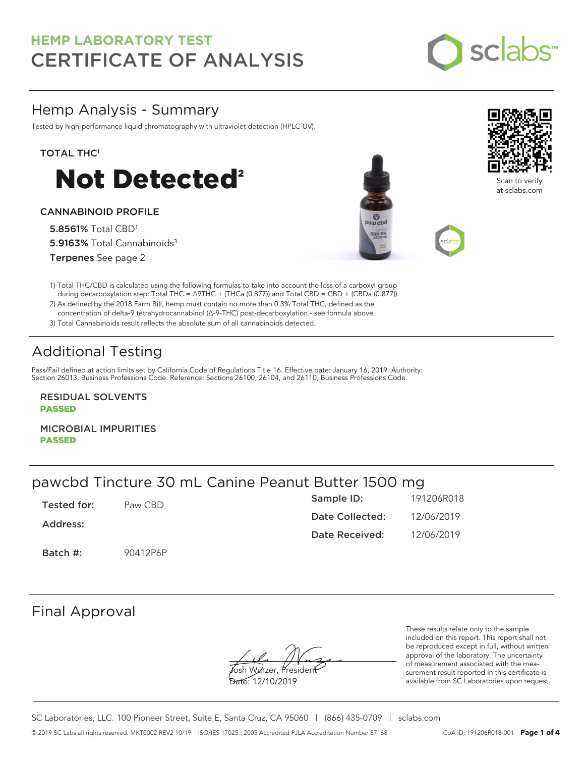# HEMP LABORATORY TEST
# CERTIFICATE OF ANALYSIS

## Hemp Analysis - Summary

Tested by high-performance liquid chromatography with ultraviolet detection (HPLC-UV).

**TOTAL THC[1]**

# Not Detected[2]

**CANNABINOID PROFILE**

**5.8561%** Total CBD[1]

**5.9163%** Total Cannabinoids[3]

**Terpenes** See page 2

Scan to verify at sclabs.com

1) Total THC/CBD is calculated using the following formulas to take into account the loss of a carboxyl group during decarboxylation step: Total THC = Δ9THC + (THCa (0.877)) and Total CBD = CBD + (CBDa (0.877)).

2) As defined by the 2018 Farm Bill, hemp must contain no more than 0.3% Total THC, defined as the concentration of delta-9 tetrahydrocannabinol (Δ-9-THC) post-decarboxylation - see formula above.

3) Total Cannabinoids result reflects the absolute sum of all cannabinoids detected.

## Additional Testing

Pass/Fail defined at action limits set by California Code of Regulations Title 16. Effective date: January 16, 2019. Authority: Section 26013, Business Professions Code. Reference: Sections 26100, 26104, and 26110, Business Professions Code.

**RESIDUAL SOLVENTS**
**PASSED**

**MICROBIAL IMPURITIES**
**PASSED**

## pawcbd Tincture 30 mL Canine Peanut Butter 1500 mg

| | | | |
|---|---|---|---|
| **Tested for:** | Paw CBD | **Sample ID:** | 191206R018 |
| **Address:** | | **Date Collected:** | 12/06/2019 |
| | | **Date Received:** | 12/06/2019 |
| **Batch #:** | 90412P6P | | |

## Final Approval

Josh Wurzer, President

Date: 12/10/2019

These results relate only to the sample included on this report. This report shall not be reproduced except in full, without written approval of the laboratory. The uncertainty of measurement associated with the measurement result reported in this certificate is available from SC Laboratories upon request.

SC Laboratories, LLC. 100 Pioneer Street, Suite E, Santa Cruz, CA 95060 | (866) 435-0709 | sclabs.com

© 2019 SC Labs all rights reserved. MKT0002 REV2 10/19 ISO/IES 17025 : 2005 Accredited PJLA Accreditation Number 87168 CoA ID: 191206R018-001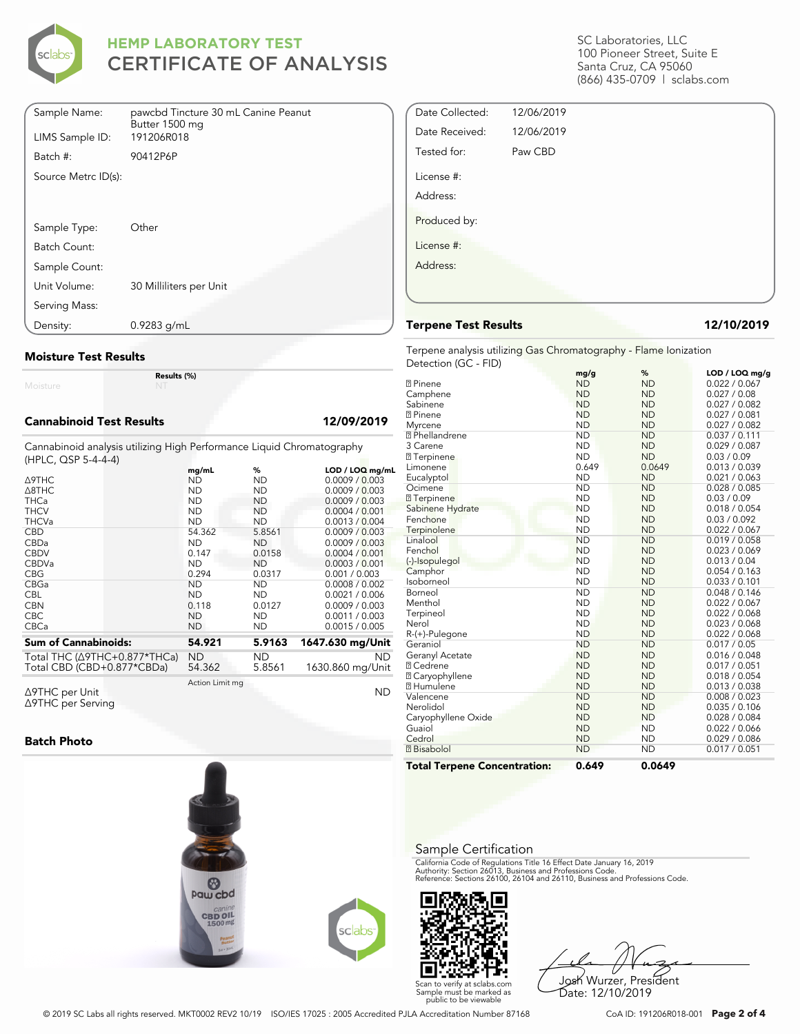# HEMP LABORATORY TEST
# CERTIFICATE OF ANALYSIS

SC Laboratories, LLC
100 Pioneer Street, Suite E
Santa Cruz, CA 95060
(866) 435-0709 | sclabs.com

| | |
|---|---|
| Sample Name: | pawcbd Tincture 30 mL Canine Peanut Butter 1500 mg |
| LIMS Sample ID: | 191206R018 |
| Batch #: | 90412P6P |
| Source Metrc ID(s): | |
| Sample Type: | Other |
| Batch Count: | |
| Sample Count: | |
| Unit Volume: | 30 Milliliters per Unit |
| Serving Mass: | |
| Density: | 0.9283 g/mL |

| | |
|---|---|
| Date Collected: | 12/06/2019 |
| Date Received: | 12/06/2019 |
| Tested for: | Paw CBD |
| License #: | |
| Address: | |
| Produced by: | |
| License #: | |
| Address: | |

## Moisture Test Results

| | Results (%) |
|---|---|
| Moisture | NT |

## Cannabinoid Test Results — 12/09/2019

Cannabinoid analysis utilizing High Performance Liquid Chromatography (HPLC, QSP 5-4-4-4)

| | mg/mL | % | LOD / LOQ mg/mL |
|---|---|---|---|
| Δ9THC | ND | ND | 0.0009 / 0.003 |
| Δ8THC | ND | ND | 0.0009 / 0.003 |
| THCa | ND | ND | 0.0009 / 0.003 |
| THCV | ND | ND | 0.0004 / 0.001 |
| THCVa | ND | ND | 0.0013 / 0.004 |
| CBD | 54.362 | 5.8561 | 0.0009 / 0.003 |
| CBDa | ND | ND | 0.0009 / 0.003 |
| CBDV | 0.147 | 0.0158 | 0.0004 / 0.001 |
| CBDVa | ND | ND | 0.0003 / 0.001 |
| CBG | 0.294 | 0.0317 | 0.001 / 0.003 |
| CBGa | ND | ND | 0.0008 / 0.002 |
| CBL | ND | ND | 0.0021 / 0.006 |
| CBN | 0.118 | 0.0127 | 0.0009 / 0.003 |
| CBC | ND | ND | 0.0011 / 0.003 |
| CBCa | ND | ND | 0.0015 / 0.005 |
| **Sum of Cannabinoids:** | **54.921** | **5.9163** | **1647.630 mg/Unit** |
| Total THC (Δ9THC+0.877*THCa) | ND | ND | ND |
| Total CBD (CBD+0.877*CBDa) | 54.362 | 5.8561 | 1630.860 mg/Unit |

| | Action Limit mg | |
|---|---|---|
| Δ9THC per Unit | | ND |
| Δ9THC per Serving | | |

## Batch Photo

## Terpene Test Results — 12/10/2019

Terpene analysis utilizing Gas Chromatography - Flame Ionization Detection (GC - FID)

| | mg/g | % | LOD / LOQ mg/g |
|---|---|---|---|
| ⍰ Pinene | ND | ND | 0.022 / 0.067 |
| Camphene | ND | ND | 0.027 / 0.08 |
| Sabinene | ND | ND | 0.027 / 0.082 |
| ⍰ Pinene | ND | ND | 0.027 / 0.081 |
| Myrcene | ND | ND | 0.027 / 0.082 |
| ⍰ Phellandrene | ND | ND | 0.037 / 0.111 |
| 3 Carene | ND | ND | 0.029 / 0.087 |
| ⍰ Terpinene | ND | ND | 0.03 / 0.09 |
| Limonene | 0.649 | 0.0649 | 0.013 / 0.039 |
| Eucalyptol | ND | ND | 0.021 / 0.063 |
| Ocimene | ND | ND | 0.028 / 0.085 |
| ⍰ Terpinene | ND | ND | 0.03 / 0.09 |
| Sabinene Hydrate | ND | ND | 0.018 / 0.054 |
| Fenchone | ND | ND | 0.03 / 0.092 |
| Terpinolene | ND | ND | 0.022 / 0.067 |
| Linalool | ND | ND | 0.019 / 0.058 |
| Fenchol | ND | ND | 0.023 / 0.069 |
| (-)-Isopulegol | ND | ND | 0.013 / 0.04 |
| Camphor | ND | ND | 0.054 / 0.163 |
| Isoborneol | ND | ND | 0.033 / 0.101 |
| Borneol | ND | ND | 0.048 / 0.146 |
| Menthol | ND | ND | 0.022 / 0.067 |
| Terpineol | ND | ND | 0.022 / 0.068 |
| Nerol | ND | ND | 0.023 / 0.068 |
| R-(+)-Pulegone | ND | ND | 0.022 / 0.068 |
| Geraniol | ND | ND | 0.017 / 0.05 |
| Geranyl Acetate | ND | ND | 0.016 / 0.048 |
| ⍰ Cedrene | ND | ND | 0.017 / 0.051 |
| ⍰ Caryophyllene | ND | ND | 0.018 / 0.054 |
| ⍰ Humulene | ND | ND | 0.013 / 0.038 |
| Valencene | ND | ND | 0.008 / 0.023 |
| Nerolidol | ND | ND | 0.035 / 0.106 |
| Caryophyllene Oxide | ND | ND | 0.028 / 0.084 |
| Guaiol | ND | ND | 0.022 / 0.066 |
| Cedrol | ND | ND | 0.029 / 0.086 |
| ⍰ Bisabolol | ND | ND | 0.017 / 0.051 |
| **Total Terpene Concentration:** | **0.649** | **0.0649** | |

## Sample Certification

California Code of Regulations Title 16 Effect Date January 16, 2019
Authority: Section 26013, Business and Professions Code.
Reference: Sections 26100, 26104 and 26110, Business and Professions Code.

Scan to verify at sclabs.com
Sample must be marked as public to be viewable

Josh Wurzer, President
Date: 12/10/2019

© 2019 SC Labs all rights reserved. MKT0002 REV2 10/19 ISO/IES 17025 : 2005 Accredited PJLA Accreditation Number 87168 CoA ID: 191206R018-001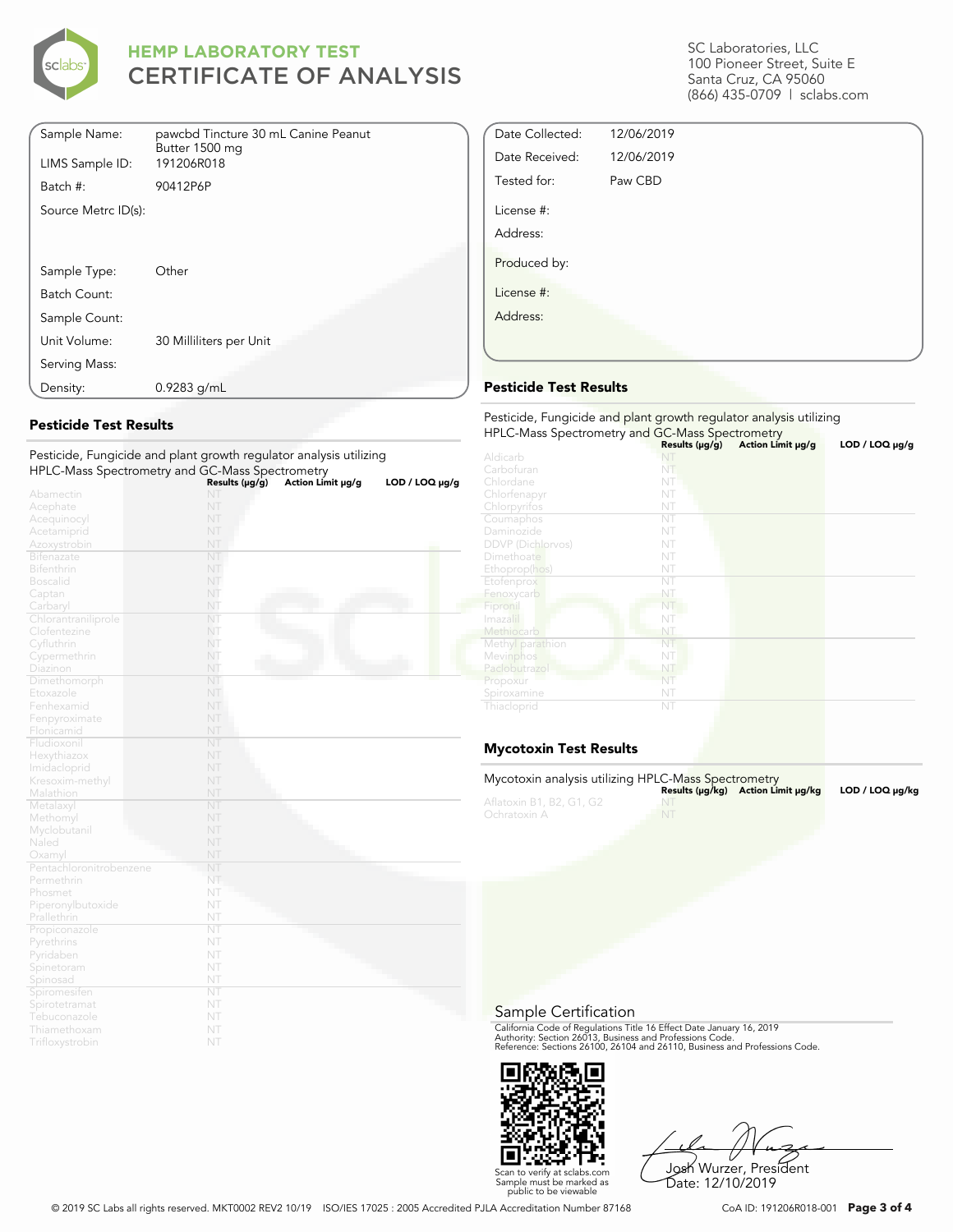# HEMP LABORATORY TEST
# CERTIFICATE OF ANALYSIS

SC Laboratories, LLC
100 Pioneer Street, Suite E
Santa Cruz, CA 95060
(866) 435-0709 | sclabs.com

| | |
|---|---|
| Sample Name: | pawcbd Tincture 30 mL Canine Peanut Butter 1500 mg |
| LIMS Sample ID: | 191206R018 |
| Batch #: | 90412P6P |
| Source Metrc ID(s): | |
| Sample Type: | Other |
| Batch Count: | |
| Sample Count: | |
| Unit Volume: | 30 Milliliters per Unit |
| Serving Mass: | |
| Density: | 0.9283 g/mL |

| | |
|---|---|
| Date Collected: | 12/06/2019 |
| Date Received: | 12/06/2019 |
| Tested for: | Paw CBD |
| License #: | |
| Address: | |
| Produced by: | |
| License #: | |
| Address: | |

## Pesticide Test Results

Pesticide, Fungicide and plant growth regulator analysis utilizing HPLC-Mass Spectrometry and GC-Mass Spectrometry

| | Results (μg/g) | Action Limit μg/g | LOD / LOQ μg/g |
|---|---|---|---|
| Abamectin | NT | | |
| Acephate | NT | | |
| Acequinocyl | NT | | |
| Acetamiprid | NT | | |
| Azoxystrobin | NT | | |
| Bifenazate | NT | | |
| Bifenthrin | NT | | |
| Boscalid | NT | | |
| Captan | NT | | |
| Carbaryl | NT | | |
| Chlorantraniliprole | NT | | |
| Clofentezine | NT | | |
| Cyfluthrin | NT | | |
| Cypermethrin | NT | | |
| Diazinon | NT | | |
| Dimethomorph | NT | | |
| Etoxazole | NT | | |
| Fenhexamid | NT | | |
| Fenpyroximate | NT | | |
| Flonicamid | NT | | |
| Fludioxonil | NT | | |
| Hexythiazox | NT | | |
| Imidacloprid | NT | | |
| Kresoxim-methyl | NT | | |
| Malathion | NT | | |
| Metalaxyl | NT | | |
| Methomyl | NT | | |
| Myclobutanil | NT | | |
| Naled | NT | | |
| Oxamyl | NT | | |
| Pentachloronitrobenzene | NT | | |
| Permethrin | NT | | |
| Phosmet | NT | | |
| Piperonylbutoxide | NT | | |
| Prallethrin | NT | | |
| Propiconazole | NT | | |
| Pyrethrins | NT | | |
| Pyridaben | NT | | |
| Spinetoram | NT | | |
| Spinosad | NT | | |
| Spiromesifen | NT | | |
| Spirotetramat | NT | | |
| Tebuconazole | NT | | |
| Thiamethoxam | NT | | |
| Trifloxystrobin | NT | | |

## Pesticide Test Results

Pesticide, Fungicide and plant growth regulator analysis utilizing HPLC-Mass Spectrometry and GC-Mass Spectrometry

| | Results (μg/g) | Action Limit μg/g | LOD / LOQ μg/g |
|---|---|---|---|
| Aldicarb | NT | | |
| Carbofuran | NT | | |
| Chlordane | NT | | |
| Chlorfenapyr | NT | | |
| Chlorpyrifos | NT | | |
| Coumaphos | NT | | |
| Daminozide | NT | | |
| DDVP (Dichlorvos) | NT | | |
| Dimethoate | NT | | |
| Ethoprop(hos) | NT | | |
| Etofenprox | NT | | |
| Fenoxycarb | NT | | |
| Fipronil | NT | | |
| Imazalil | NT | | |
| Methiocarb | NT | | |
| Methyl parathion | NT | | |
| Mevinphos | NT | | |
| Paclobutrazol | NT | | |
| Propoxur | NT | | |
| Spiroxamine | NT | | |
| Thiacloprid | NT | | |

## Mycotoxin Test Results

Mycotoxin analysis utilizing HPLC-Mass Spectrometry

| | Results (μg/kg) | Action Limit μg/kg | LOD / LOQ μg/kg |
|---|---|---|---|
| Aflatoxin B1, B2, G1, G2 | NT | | |
| Ochratoxin A | NT | | |

## Sample Certification

California Code of Regulations Title 16 Effect Date January 16, 2019
Authority: Section 26013, Business and Professions Code.
Reference: Sections 26100, 26104 and 26110, Business and Professions Code.

Scan to verify at sclabs.com
Sample must be marked as public to be viewable

Josh Wurzer, President
Date: 12/10/2019

© 2019 SC Labs all rights reserved. MKT0002 REV2 10/19 ISO/IES 17025 : 2005 Accredited PJLA Accreditation Number 87168

CoA ID: 191206R018-001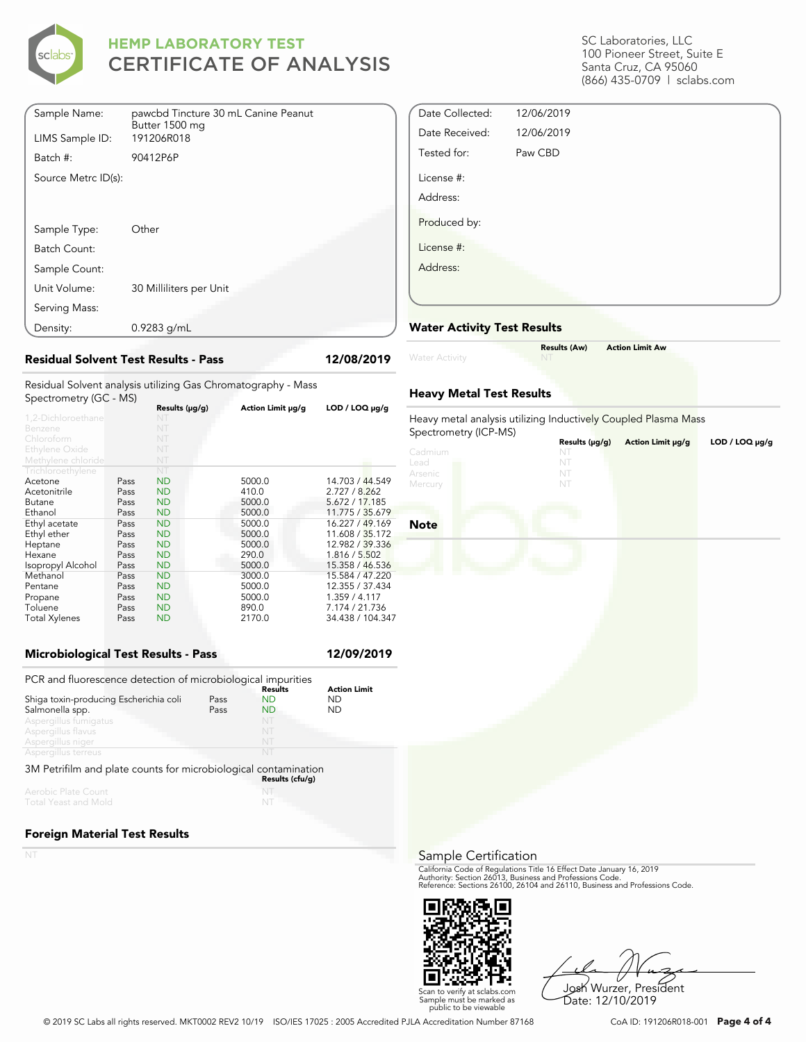# HEMP LABORATORY TEST
# CERTIFICATE OF ANALYSIS

SC Laboratories, LLC
100 Pioneer Street, Suite E
Santa Cruz, CA 95060
(866) 435-0709 | sclabs.com

| | |
|---|---|
| Sample Name: | pawcbd Tincture 30 mL Canine Peanut Butter 1500 mg |
| LIMS Sample ID: | 191206R018 |
| Batch #: | 90412P6P |
| Source Metrc ID(s): | |
| Sample Type: | Other |
| Batch Count: | |
| Sample Count: | |
| Unit Volume: | 30 Milliliters per Unit |
| Serving Mass: | |
| Density: | 0.9283 g/mL |

| | |
|---|---|
| Date Collected: | 12/06/2019 |
| Date Received: | 12/06/2019 |
| Tested for: | Paw CBD |
| License #: | |
| Address: | |
| Produced by: | |
| License #: | |
| Address: | |

## Residual Solvent Test Results - Pass 12/08/2019

Residual Solvent analysis utilizing Gas Chromatography - Mass Spectrometry (GC - MS)

| | | Results (μg/g) | Action Limit μg/g | LOD / LOQ μg/g |
|---|---|---|---|---|
| 1,2-Dichloroethane | | NT | | |
| Benzene | | NT | | |
| Chloroform | | NT | | |
| Ethylene Oxide | | NT | | |
| Methylene chloride | | NT | | |
| Trichloroethylene | | NT | | |
| Acetone | Pass | ND | 5000.0 | 14.703 / 44.549 |
| Acetonitrile | Pass | ND | 410.0 | 2.727 / 8.262 |
| Butane | Pass | ND | 5000.0 | 5.672 / 17.185 |
| Ethanol | Pass | ND | 5000.0 | 11.775 / 35.679 |
| Ethyl acetate | Pass | ND | 5000.0 | 16.227 / 49.169 |
| Ethyl ether | Pass | ND | 5000.0 | 11.608 / 35.172 |
| Heptane | Pass | ND | 5000.0 | 12.982 / 39.336 |
| Hexane | Pass | ND | 290.0 | 1.816 / 5.502 |
| Isopropyl Alcohol | Pass | ND | 5000.0 | 15.358 / 46.536 |
| Methanol | Pass | ND | 3000.0 | 15.584 / 47.220 |
| Pentane | Pass | ND | 5000.0 | 12.355 / 37.434 |
| Propane | Pass | ND | 5000.0 | 1.359 / 4.117 |
| Toluene | Pass | ND | 890.0 | 7.174 / 21.736 |
| Total Xylenes | Pass | ND | 2170.0 | 34.438 / 104.347 |

## Microbiological Test Results - Pass 12/09/2019

PCR and fluorescence detection of microbiological impurities

| | | Results | Action Limit |
|---|---|---|---|
| Shiga toxin-producing Escherichia coli | Pass | ND | ND |
| Salmonella spp. | Pass | ND | ND |
| Aspergillus fumigatus | | NT | |
| Aspergillus flavus | | NT | |
| Aspergillus niger | | NT | |
| Aspergillus terreus | | NT | |

3M Petrifilm and plate counts for microbiological contamination

| | Results (cfu/g) |
|---|---|
| Aerobic Plate Count | NT |
| Total Yeast and Mold | NT |

## Foreign Material Test Results

NT

## Water Activity Test Results

| | Results (Aw) | Action Limit Aw |
|---|---|---|
| Water Activity | NT | |

## Heavy Metal Test Results

Heavy metal analysis utilizing Inductively Coupled Plasma Mass Spectrometry (ICP-MS)

| | Results (μg/g) | Action Limit μg/g | LOD / LOQ μg/g |
|---|---|---|---|
| Cadmium | NT | | |
| Lead | NT | | |
| Arsenic | NT | | |
| Mercury | NT | | |

## Note

## Sample Certification

California Code of Regulations Title 16 Effect Date January 16, 2019
Authority: Section 26013, Business and Professions Code.
Reference: Sections 26100, 26104 and 26110, Business and Professions Code.

Scan to verify at sclabs.com
Sample must be marked as public to be viewable

Josh Wurzer, President
Date: 12/10/2019

© 2019 SC Labs all rights reserved. MKT0002 REV2 10/19 ISO/IES 17025 : 2005 Accredited PJLA Accreditation Number 87168

CoA ID: 191206R018-001